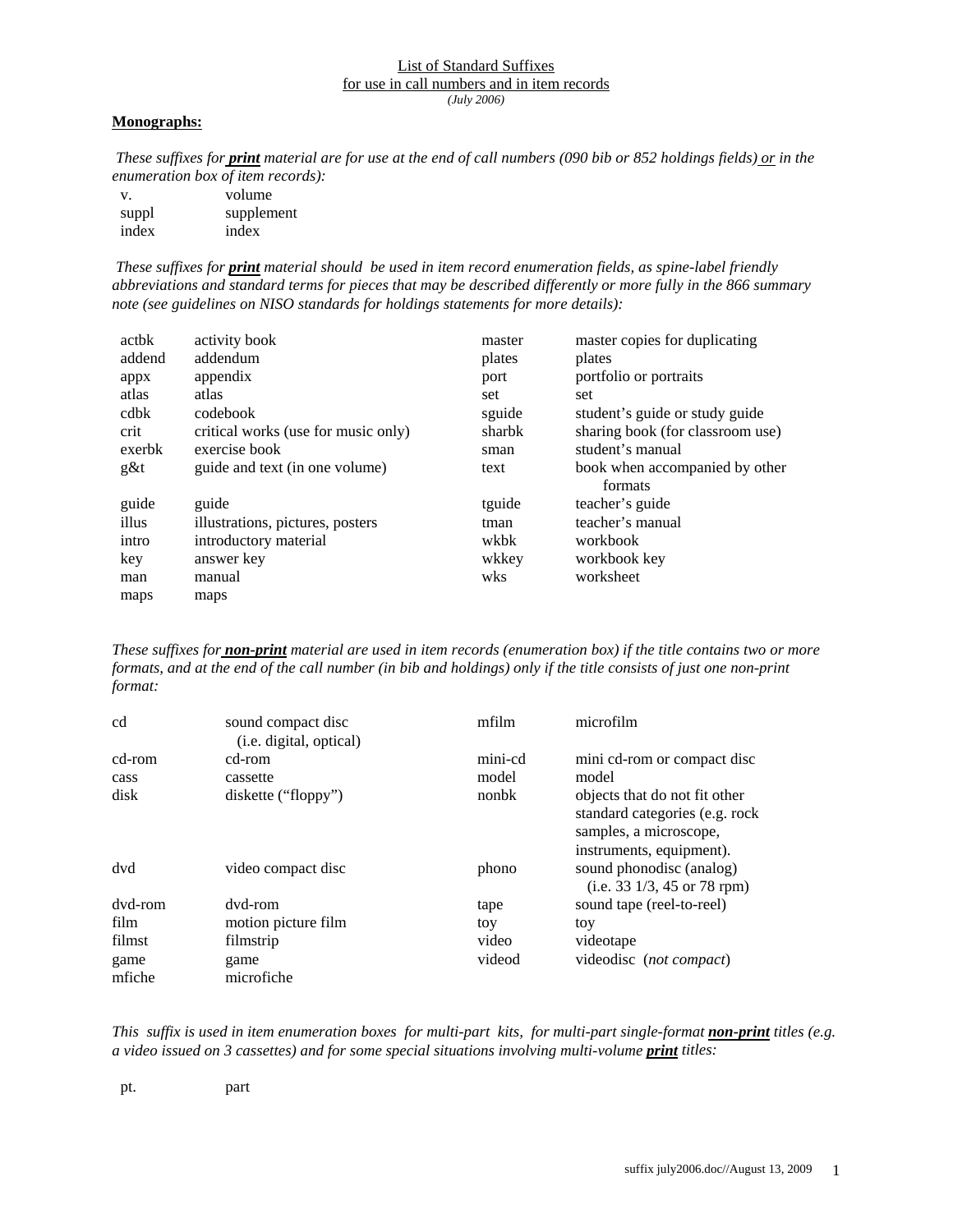# List of Standard Suffixes
## for use in call numbers and in item records

*(July 2006)*

**Monographs:**

*These suffixes for **print** material are for use at the end of call numbers (090 bib or 852 holdings fields) or in the enumeration box of item records):*

| | |
|---|---|
| v. | volume |
| suppl | supplement |
| index | index |

*These suffixes for **print** material should be used in item record enumeration fields, as spine-label friendly abbreviations and standard terms for pieces that may be described differently or more fully in the 866 summary note (see guidelines on NISO standards for holdings statements for more details):*

| | | | |
|---|---|---|---|
| actbk | activity book | master | master copies for duplicating |
| addend | addendum | plates | plates |
| appx | appendix | port | portfolio or portraits |
| atlas | atlas | set | set |
| cdbk | codebook | sguide | student's guide or study guide |
| crit | critical works (use for music only) | sharbk | sharing book (for classroom use) |
| exerbk | exercise book | sman | student's manual |
| g&t | guide and text (in one volume) | text | book when accompanied by other formats |
| guide | guide | tguide | teacher's guide |
| illus | illustrations, pictures, posters | tman | teacher's manual |
| intro | introductory material | wkbk | workbook |
| key | answer key | wkkey | workbook key |
| man | manual | wks | worksheet |
| maps | maps | | |

*These suffixes for **non-print** material are used in item records (enumeration box) if the title contains two or more formats, and at the end of the call number (in bib and holdings) only if the title consists of just one non-print format:*

| | | | |
|---|---|---|---|
| cd | sound compact disc (i.e. digital, optical) | mfilm | microfilm |
| cd-rom | cd-rom | mini-cd | mini cd-rom or compact disc |
| cass | cassette | model | model |
| disk | diskette ("floppy") | nonbk | objects that do not fit other standard categories (e.g. rock samples, a microscope, instruments, equipment). |
| dvd | video compact disc | phono | sound phonodisc (analog) (i.e. 33 1/3, 45 or 78 rpm) |
| dvd-rom | dvd-rom | tape | sound tape (reel-to-reel) |
| film | motion picture film | toy | toy |
| filmst | filmstrip | video | videotape |
| game | game | videod | videodisc (*not compact*) |
| mfiche | microfiche | | |

*This suffix is used in item enumeration boxes for multi-part kits, for multi-part single-format **non-print** titles (e.g. a video issued on 3 cassettes) and for some special situations involving multi-volume **print** titles:*

| | |
|---|---|
| pt. | part |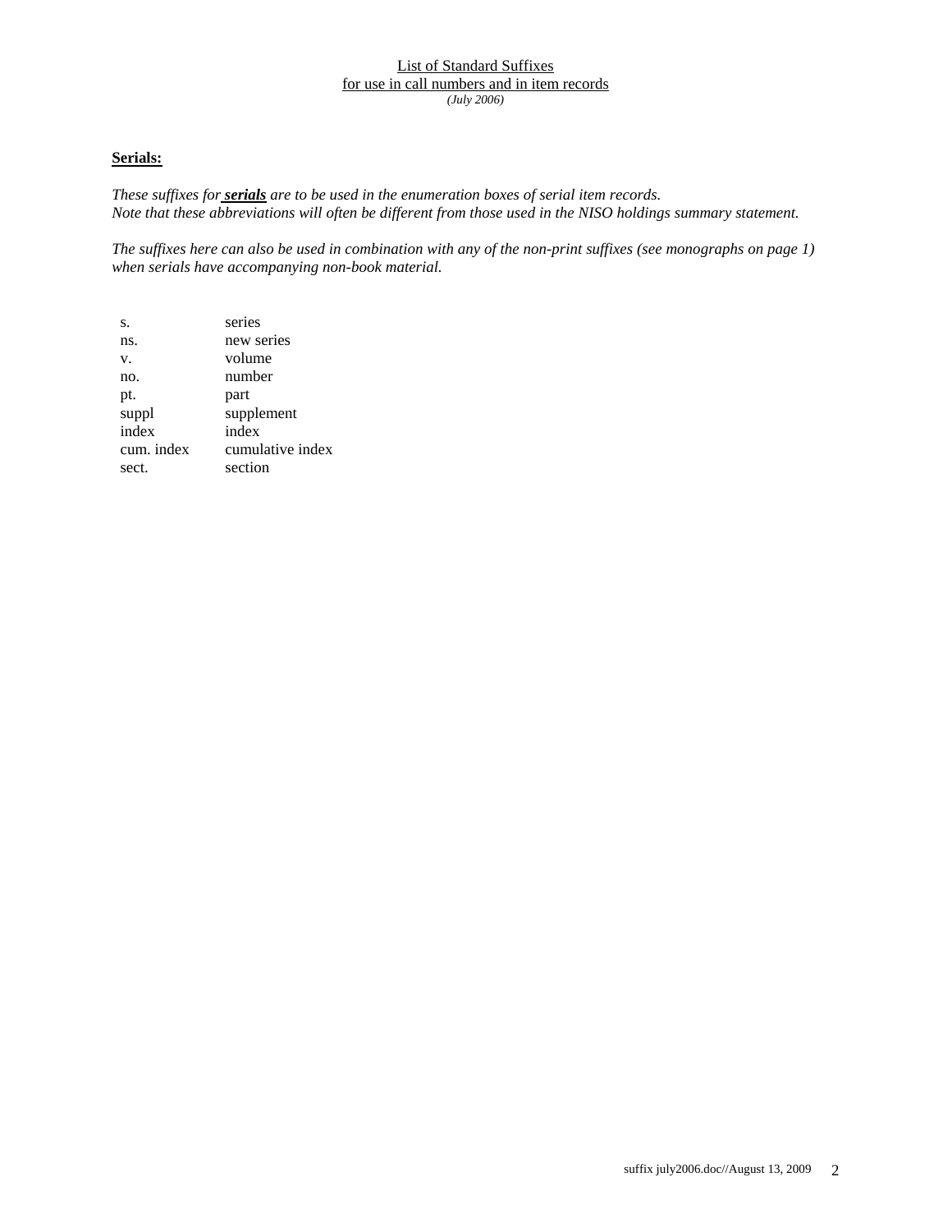List of Standard Suffixes
for use in call numbers and in item records
*(July 2006)*

**Serials:**

*These suffixes for* ***serials*** *are to be used in the enumeration boxes of serial item records.*
*Note that these abbreviations will often be different from those used in the NISO holdings summary statement.*

*The suffixes here can also be used in combination with any of the non-print suffixes (see monographs on page 1) when serials have accompanying non-book material.*

| | |
|---|---|
| s. | series |
| ns. | new series |
| v. | volume |
| no. | number |
| pt. | part |
| suppl | supplement |
| index | index |
| cum. index | cumulative index |
| sect. | section |